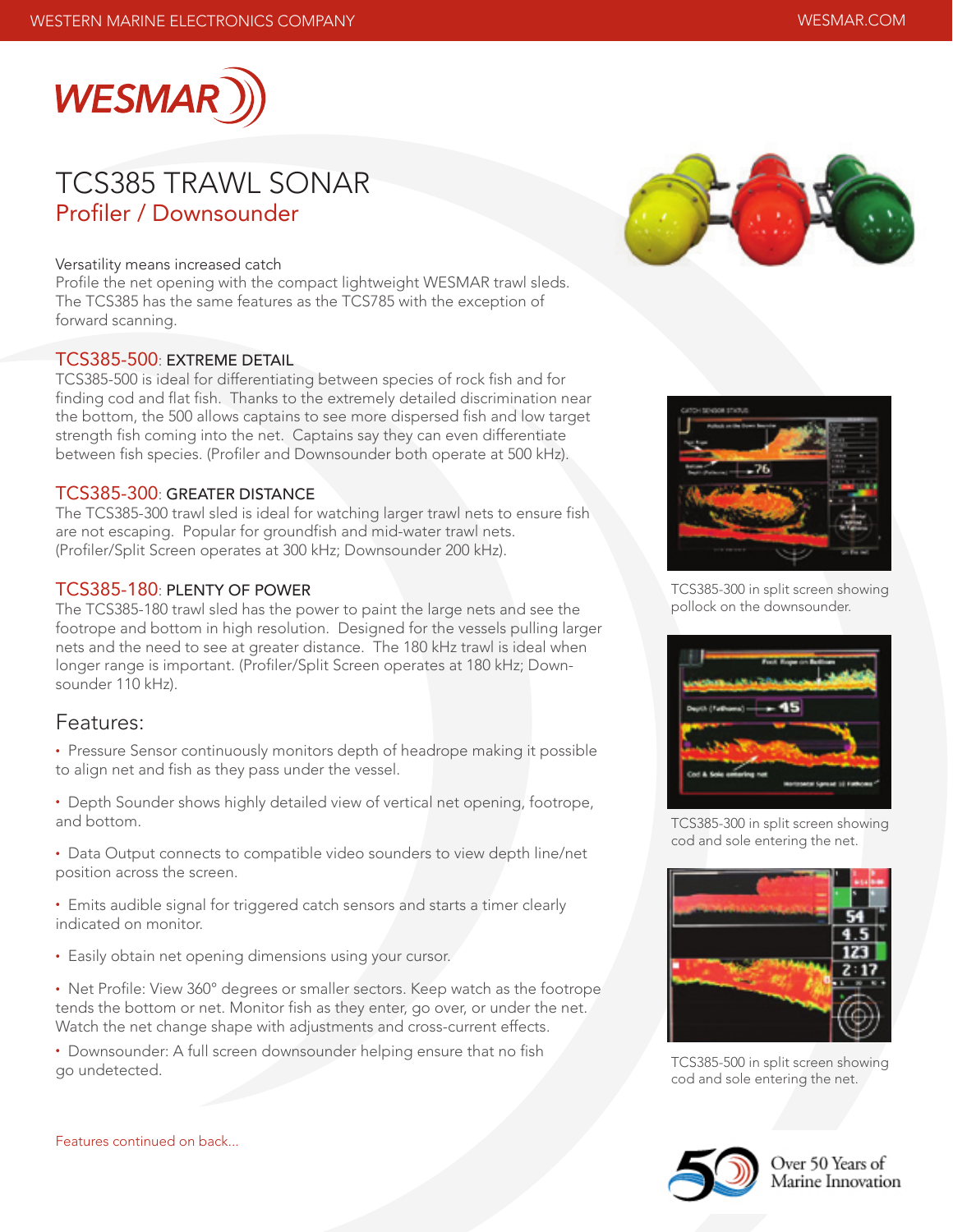# TCS385 TRAWL SONAR

## Profiler / Downsounder

Versatility means increased catch

Profile the net opening with the compact lightweight WESMAR trawl sleds. The TCS385 has the same features as the TCS785 with the exception of forward scanning.

### TCS385-500: EXTREME DETAIL

TCS385-500 is ideal for differentiating between species of rock fish and for finding cod and flat fish. Thanks to the extremely detailed discrimination near the bottom, the 500 allows captains to see more dispersed fish and low target strength fish coming into the net. Captains say they can even differentiate between fish species. (Profiler and Downsounder both operate at 500 kHz).

### TCS385-300: GREATER DISTANCE

The TCS385-300 trawl sled is ideal for watching larger trawl nets to ensure fish are not escaping. Popular for groundfish and mid-water trawl nets. (Profiler/Split Screen operates at 300 kHz; Downsounder 200 kHz).

### TCS385-180: PLENTY OF POWER

The TCS385-180 trawl sled has the power to paint the large nets and see the footrope and bottom in high resolution. Designed for the vessels pulling larger nets and the need to see at greater distance. The 180 kHz trawl is ideal when longer range is important. (Profiler/Split Screen operates at 180 kHz; Downsounder 110 kHz).

## Features:

- Pressure Sensor continuously monitors depth of headrope making it possible to align net and fish as they pass under the vessel.
- Depth Sounder shows highly detailed view of vertical net opening, footrope, and bottom.
- Data Output connects to compatible video sounders to view depth line/net position across the screen.
- Emits audible signal for triggered catch sensors and starts a timer clearly indicated on monitor.
- Easily obtain net opening dimensions using your cursor.
- Net Profile: View 360° degrees or smaller sectors. Keep watch as the footrope tends the bottom or net. Monitor fish as they enter, go over, or under the net. Watch the net change shape with adjustments and cross-current effects.
- Downsounder: A full screen downsounder helping ensure that no fish go undetected.

TCS385-300 in split screen showing pollock on the downsounder.

TCS385-300 in split screen showing cod and sole entering the net.

TCS385-500 in split screen showing cod and sole entering the net.

Features continued on back...

Over 50 Years of Marine Innovation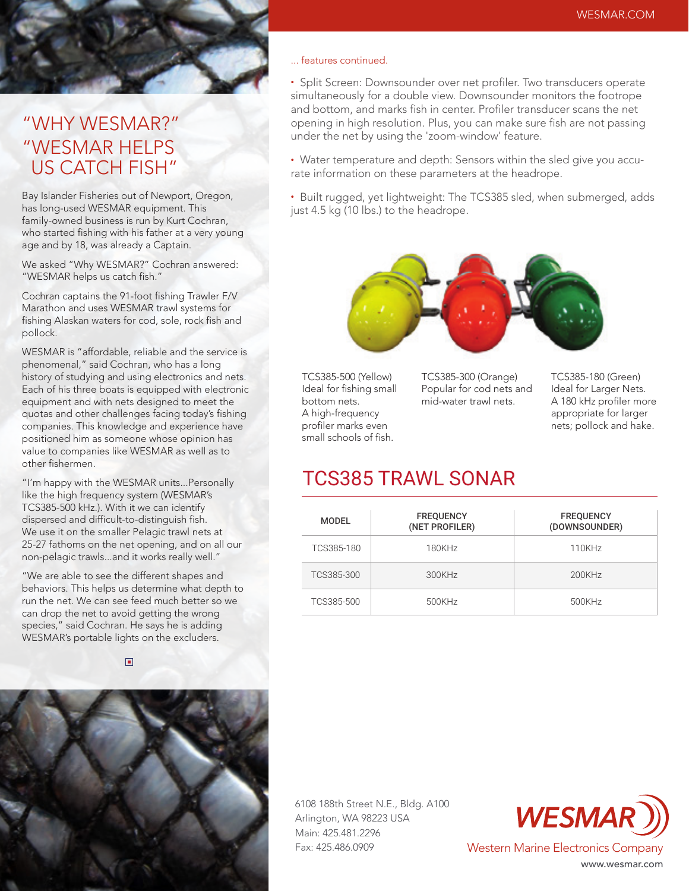# "WHY WESMAR?" "WESMAR HELPS US CATCH FISH"

Bay Islander Fisheries out of Newport, Oregon, has long-used WESMAR equipment. This family-owned business is run by Kurt Cochran, who started fishing with his father at a very young age and by 18, was already a Captain.

We asked "Why WESMAR?" Cochran answered: "WESMAR helps us catch fish."

Cochran captains the 91-foot fishing Trawler F/V Marathon and uses WESMAR trawl systems for fishing Alaskan waters for cod, sole, rock fish and pollock.

WESMAR is "affordable, reliable and the service is phenomenal," said Cochran, who has a long history of studying and using electronics and nets. Each of his three boats is equipped with electronic equipment and with nets designed to meet the quotas and other challenges facing today's fishing companies. This knowledge and experience have positioned him as someone whose opinion has value to companies like WESMAR as well as to other fishermen.

"I'm happy with the WESMAR units...Personally like the high frequency system (WESMAR's TCS385-500 kHz.). With it we can identify dispersed and difficult-to-distinguish fish. We use it on the smaller Pelagic trawl nets at 25-27 fathoms on the net opening, and on all our non-pelagic trawls...and it works really well."

"We are able to see the different shapes and behaviors. This helps us determine what depth to run the net. We can see feed much better so we can drop the net to avoid getting the wrong species," said Cochran. He says he is adding WESMAR's portable lights on the excluders.

... features continued.

- Split Screen: Downsounder over net profiler. Two transducers operate simultaneously for a double view. Downsounder monitors the footrope and bottom, and marks fish in center. Profiler transducer scans the net opening in high resolution. Plus, you can make sure fish are not passing under the net by using the 'zoom-window' feature.
- Water temperature and depth: Sensors within the sled give you accurate information on these parameters at the headrope.
- Built rugged, yet lightweight: The TCS385 sled, when submerged, adds just 4.5 kg (10 lbs.) to the headrope.

TCS385-500 (Yellow)
Ideal for fishing small bottom nets.
A high-frequency profiler marks even small schools of fish.

TCS385-300 (Orange)
Popular for cod nets and mid-water trawl nets.

TCS385-180 (Green)
Ideal for Larger Nets.
A 180 kHz profiler more appropriate for larger nets; pollock and hake.

## TCS385 TRAWL SONAR

| MODEL | FREQUENCY (NET PROFILER) | FREQUENCY (DOWNSOUNDER) |
|---|---|---|
| TCS385-180 | 180KHz | 110KHz |
| TCS385-300 | 300KHz | 200KHz |
| TCS385-500 | 500KHz | 500KHz |

6108 188th Street N.E., Bldg. A100
Arlington, WA 98223 USA
Main: 425.481.2296
Fax: 425.486.0909

WESMAR
Western Marine Electronics Company
www.wesmar.com